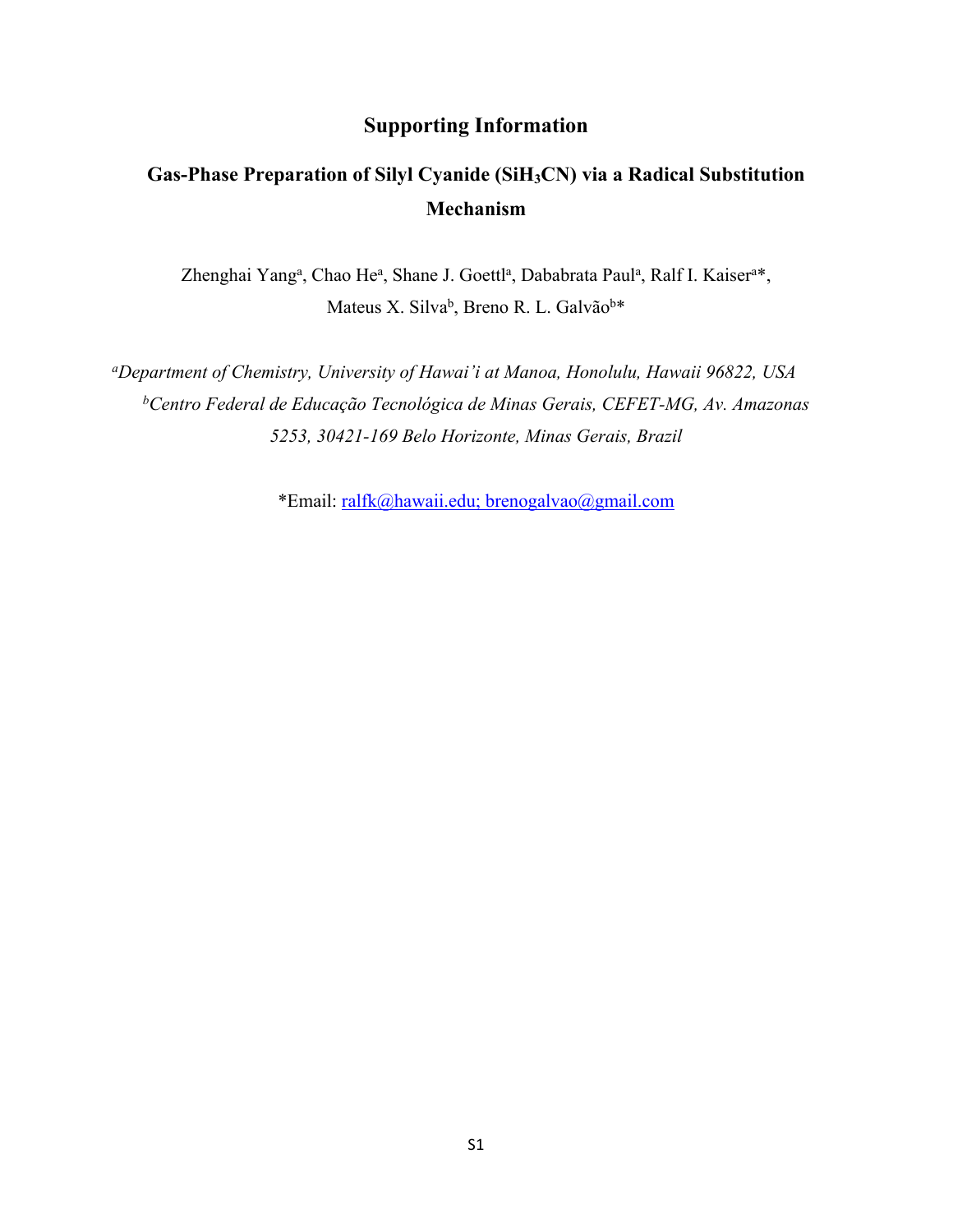# Supporting Information

## Gas-Phase Preparation of Silyl Cyanide ($SiH_3CN$) via a Radical Substitution Mechanism

Zhenghai Yang[a], Chao He[a], Shane J. Goettl[a], Dababrata Paul[a], Ralf I. Kaiser[a]*, Mateus X. Silva[b], Breno R. L. Galvão[b]*

[a]*Department of Chemistry, University of Hawai'i at Manoa, Honolulu, Hawaii 96822, USA*

[b]*Centro Federal de Educação Tecnológica de Minas Gerais, CEFET-MG, Av. Amazonas 5253, 30421-169 Belo Horizonte, Minas Gerais, Brazil*

*Email: ralfk@hawaii.edu; brenogalvao@gmail.com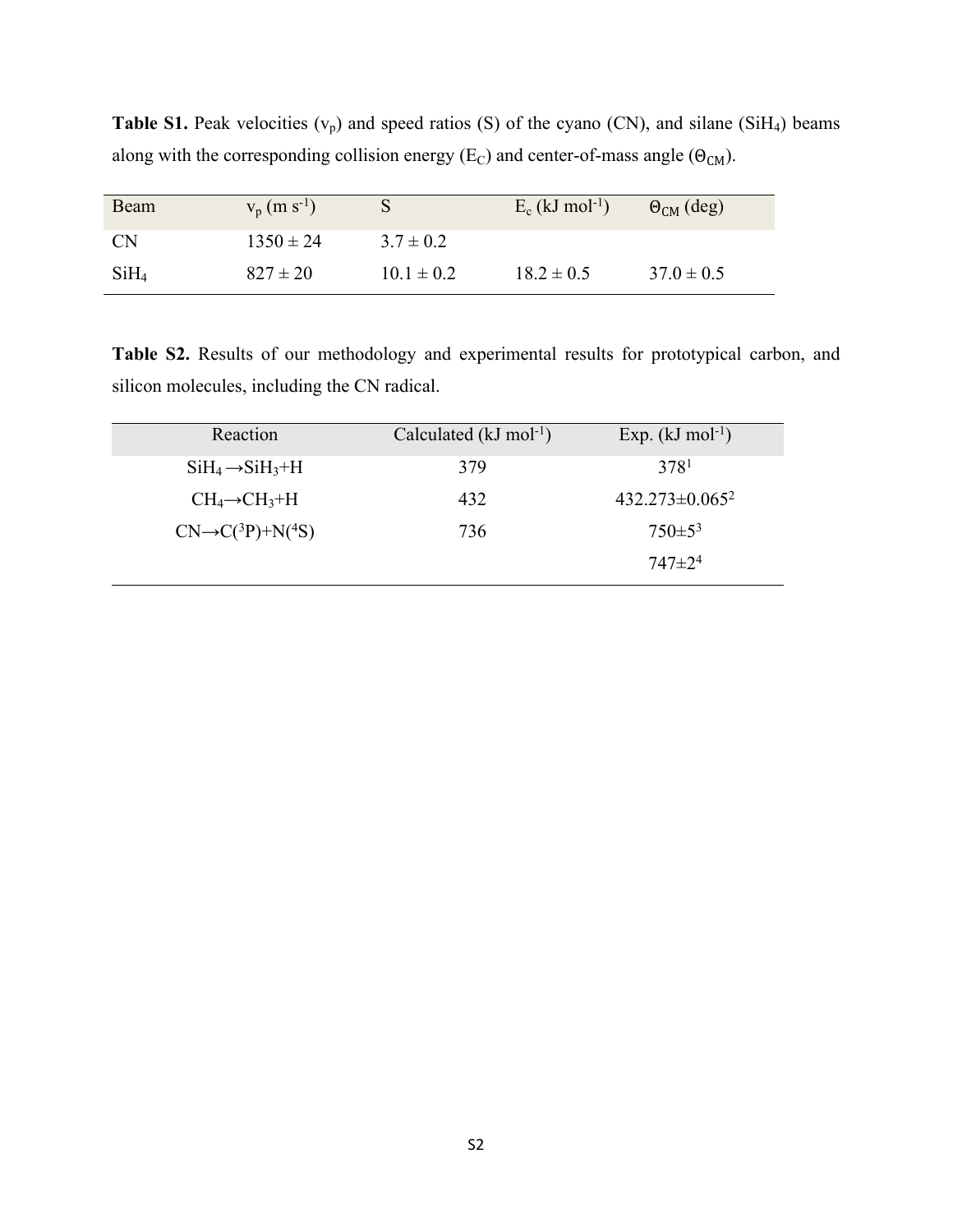**Table S1.** Peak velocities ($v_p$) and speed ratios (S) of the cyano (CN), and silane ($SiH_4$) beams along with the corresponding collision energy ($E_C$) and center-of-mass angle ($\Theta_{CM}$).

| Beam | $v_p$ (m s$^{-1}$) | S | $E_c$ (kJ mol$^{-1}$) | $\Theta_{CM}$ (deg) |
|---|---|---|---|---|
| CN | 1350 ± 24 | 3.7 ± 0.2 | | |
| $SiH_4$ | 827 ± 20 | 10.1 ± 0.2 | 18.2 ± 0.5 | 37.0 ± 0.5 |

**Table S2.** Results of our methodology and experimental results for prototypical carbon, and silicon molecules, including the CN radical.

| Reaction | Calculated (kJ mol$^{-1}$) | Exp. (kJ mol$^{-1}$) |
|---|---|---|
| $SiH_4 \rightarrow SiH_3 + H$ | 379 | 378[1] |
| $CH_4 \rightarrow CH_3 + H$ | 432 | 432.273±0.065[2] |
| $CN \rightarrow C(^3P) + N(^4S)$ | 736 | 750±5[3] |
| | | 747±2[4] |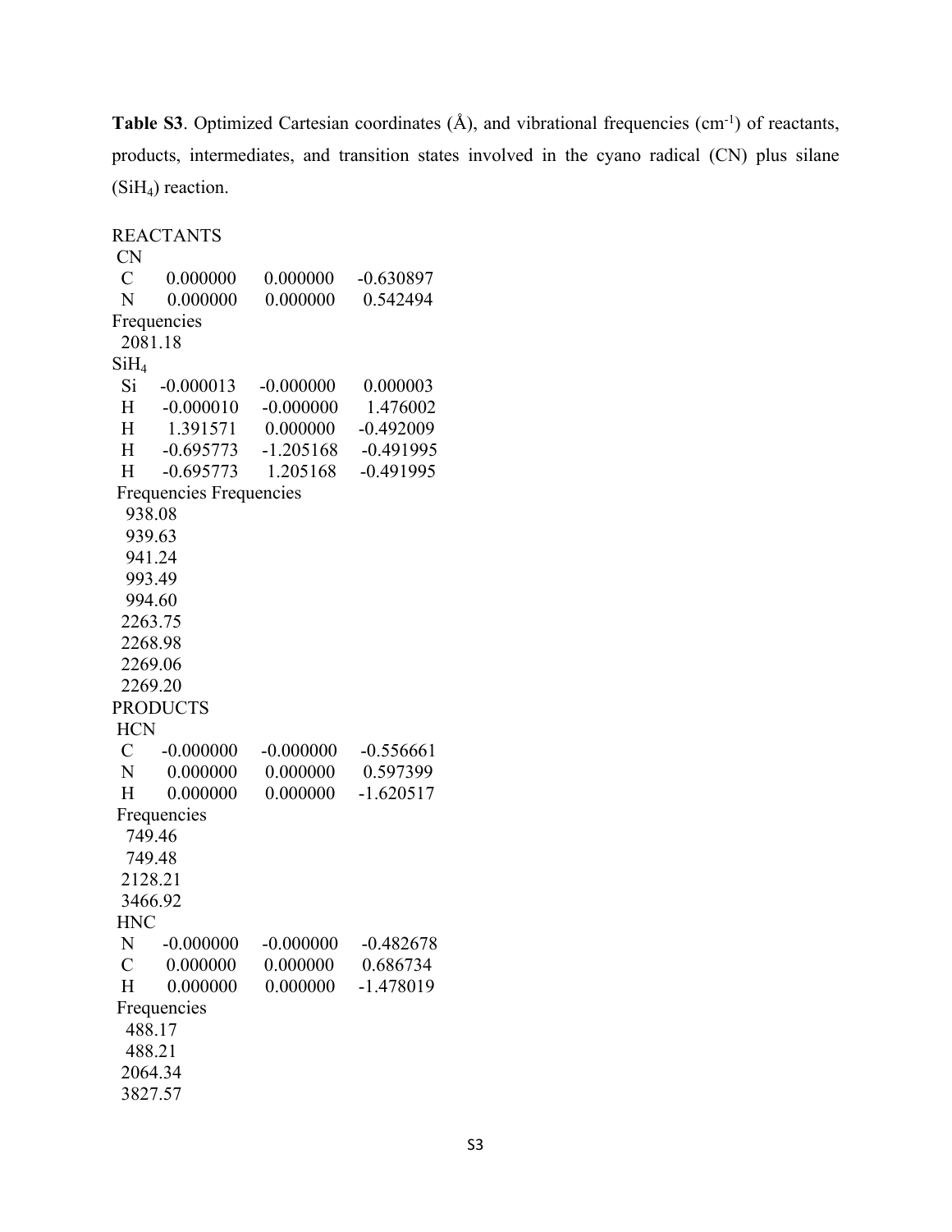**Table S3**. Optimized Cartesian coordinates (Å), and vibrational frequencies ($cm^{-1}$) of reactants, products, intermediates, and transition states involved in the cyano radical (CN) plus silane ($SiH_4$) reaction.

REACTANTS

CN

```
C     0.000000     0.000000    -0.630897
N     0.000000     0.000000     0.542494
```

Frequencies

```
2081.18
```

$SiH_4$

```
Si    -0.000013    -0.000000     0.000003
H     -0.000010    -0.000000     1.476002
H      1.391571     0.000000    -0.492009
H     -0.695773    -1.205168    -0.491995
H     -0.695773     1.205168    -0.491995
```

Frequencies Frequencies

```
938.08
939.63
941.24
993.49
994.60
2263.75
2268.98
2269.06
2269.20
```

PRODUCTS

HCN

```
C     -0.000000    -0.000000    -0.556661
N      0.000000     0.000000     0.597399
H      0.000000     0.000000    -1.620517
```

Frequencies

```
749.46
749.48
2128.21
3466.92
```

HNC

```
N     -0.000000    -0.000000    -0.482678
C      0.000000     0.000000     0.686734
H      0.000000     0.000000    -1.478019
```

Frequencies

```
488.17
488.21
2064.34
3827.57
```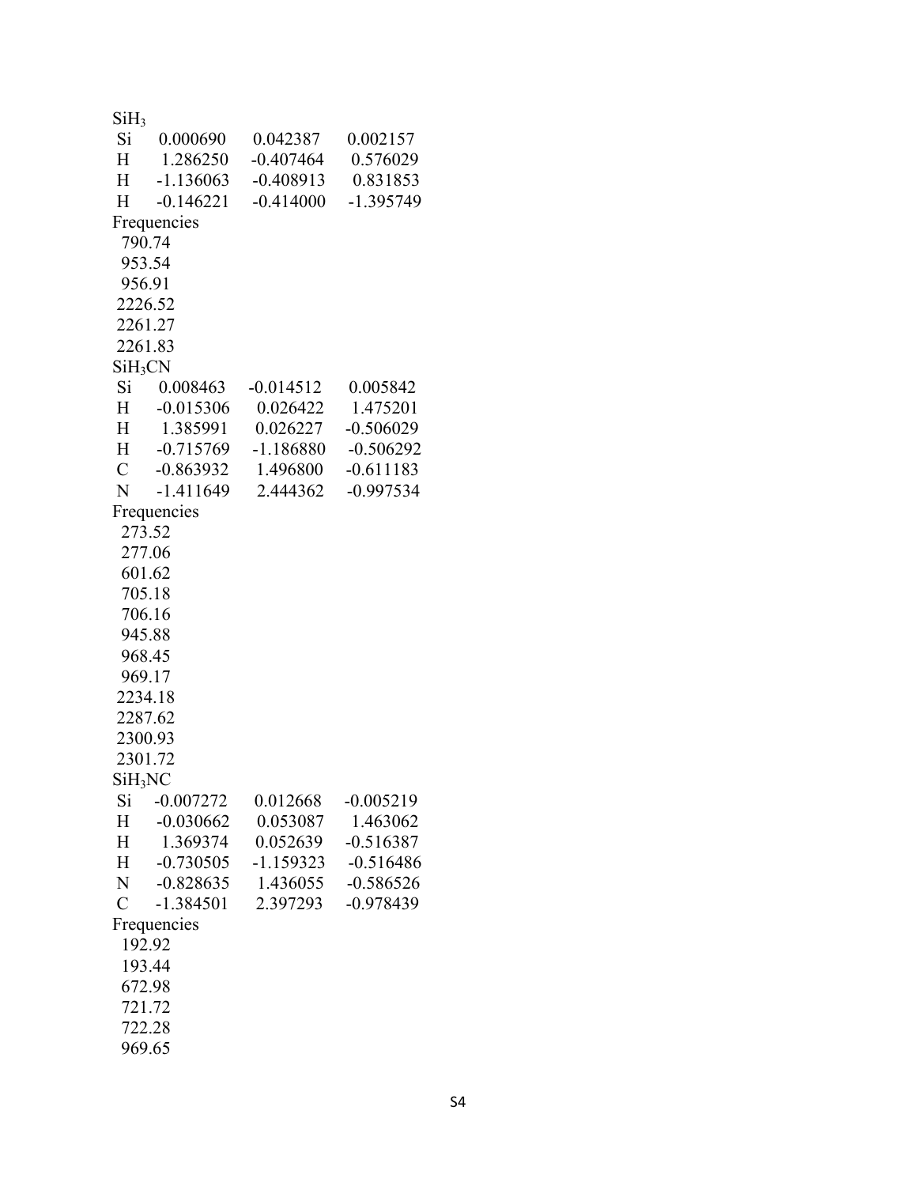$SiH_3$

| | | | |
|---|---|---|---|
| Si | 0.000690 | 0.042387 | 0.002157 |
| H | 1.286250 | -0.407464 | 0.576029 |
| H | -1.136063 | -0.408913 | 0.831853 |
| H | -0.146221 | -0.414000 | -1.395749 |

Frequencies

790.74
953.54
956.91
2226.52
2261.27
2261.83

$SiH_3CN$

| | | | |
|---|---|---|---|
| Si | 0.008463 | -0.014512 | 0.005842 |
| H | -0.015306 | 0.026422 | 1.475201 |
| H | 1.385991 | 0.026227 | -0.506029 |
| H | -0.715769 | -1.186880 | -0.506292 |
| C | -0.863932 | 1.496800 | -0.611183 |
| N | -1.411649 | 2.444362 | -0.997534 |

Frequencies

273.52
277.06
601.62
705.18
706.16
945.88
968.45
969.17
2234.18
2287.62
2300.93
2301.72

$SiH_3NC$

| | | | |
|---|---|---|---|
| Si | -0.007272 | 0.012668 | -0.005219 |
| H | -0.030662 | 0.053087 | 1.463062 |
| H | 1.369374 | 0.052639 | -0.516387 |
| H | -0.730505 | -1.159323 | -0.516486 |
| N | -0.828635 | 1.436055 | -0.586526 |
| C | -1.384501 | 2.397293 | -0.978439 |

Frequencies

192.92
193.44
672.98
721.72
722.28
969.65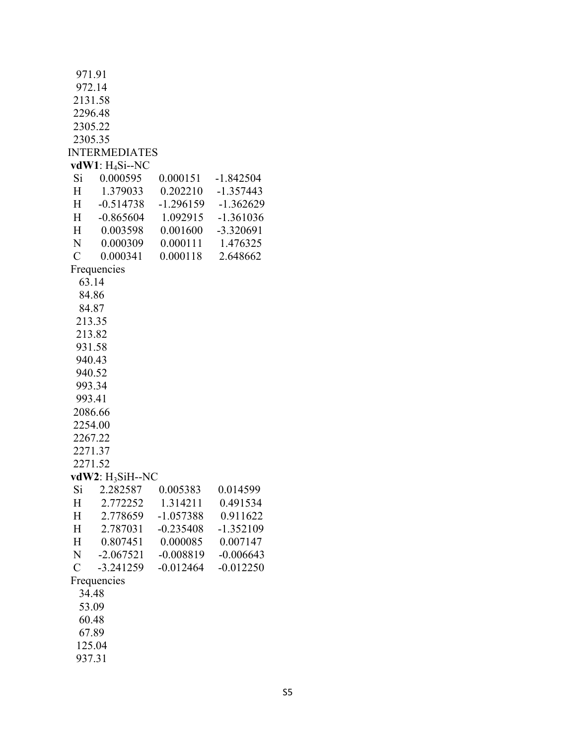971.91
972.14
2131.58
2296.48
2305.22
2305.35

INTERMEDIATES

**vdW1**: $H_4Si$--NC

| | | | |
|---|---|---|---|
| Si | 0.000595 | 0.000151 | -1.842504 |
| H | 1.379033 | 0.202210 | -1.357443 |
| H | -0.514738 | -1.296159 | -1.362629 |
| H | -0.865604 | 1.092915 | -1.361036 |
| H | 0.003598 | 0.001600 | -3.320691 |
| N | 0.000309 | 0.000111 | 1.476325 |
| C | 0.000341 | 0.000118 | 2.648662 |

Frequencies
63.14
84.86
84.87
213.35
213.82
931.58
940.43
940.52
993.34
993.41
2086.66
2254.00
2267.22
2271.37
2271.52

**vdW2**: $H_3SiH$--NC

| | | | |
|---|---|---|---|
| Si | 2.282587 | 0.005383 | 0.014599 |
| H | 2.772252 | 1.314211 | 0.491534 |
| H | 2.778659 | -1.057388 | 0.911622 |
| H | 2.787031 | -0.235408 | -1.352109 |
| H | 0.807451 | 0.000085 | 0.007147 |
| N | -2.067521 | -0.008819 | -0.006643 |
| C | -3.241259 | -0.012464 | -0.012250 |

Frequencies
34.48
53.09
60.48
67.89
125.04
937.31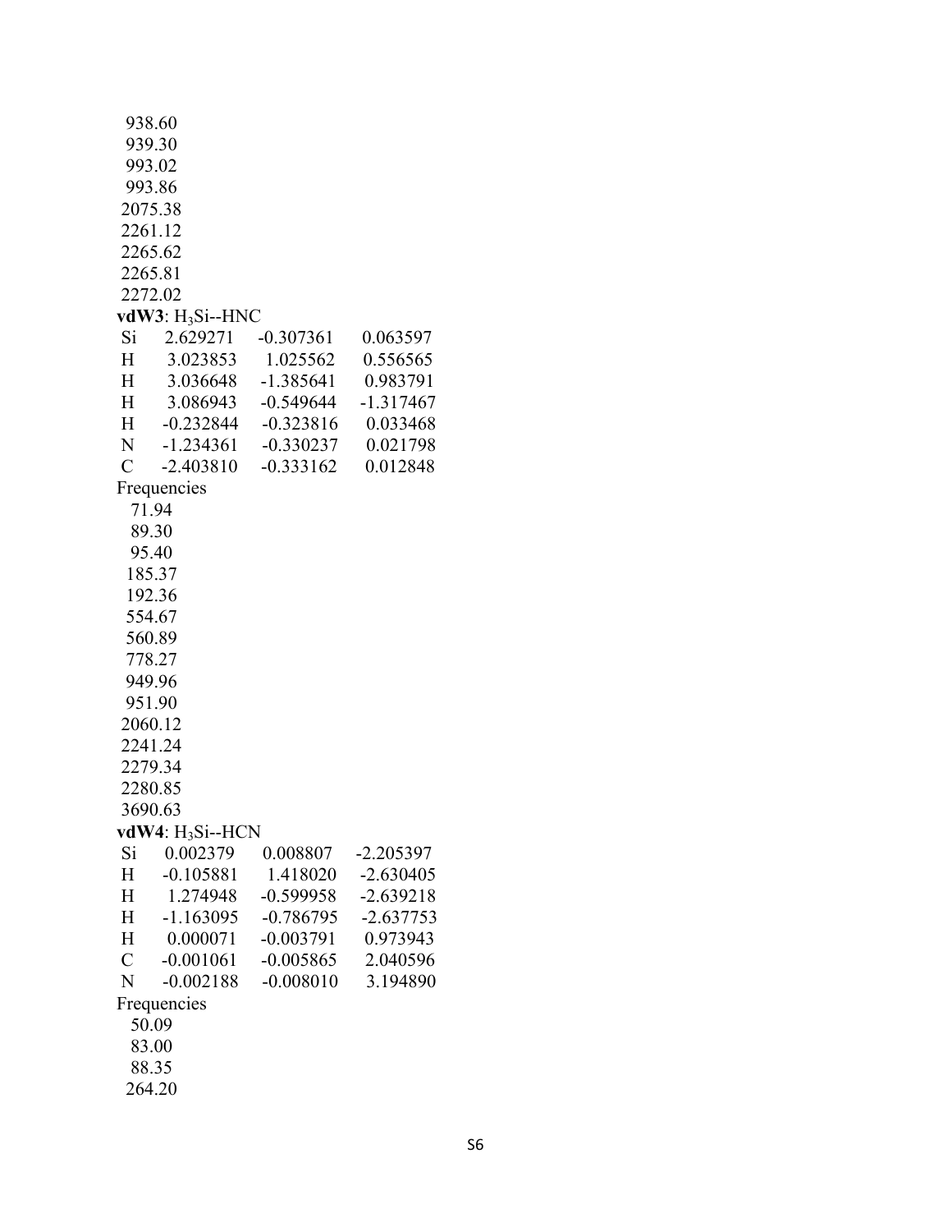938.60
939.30
993.02
993.86
2075.38
2261.12
2265.62
2265.81
2272.02

**vdW3**: $H_3Si$--HNC

| | | | |
|---|---|---|---|
| Si | 2.629271 | -0.307361 | 0.063597 |
| H | 3.023853 | 1.025562 | 0.556565 |
| H | 3.036648 | -1.385641 | 0.983791 |
| H | 3.086943 | -0.549644 | -1.317467 |
| H | -0.232844 | -0.323816 | 0.033468 |
| N | -1.234361 | -0.330237 | 0.021798 |
| C | -2.403810 | -0.333162 | 0.012848 |

Frequencies

71.94
89.30
95.40
185.37
192.36
554.67
560.89
778.27
949.96
951.90
2060.12
2241.24
2279.34
2280.85
3690.63

**vdW4**: $H_3Si$--HCN

| | | | |
|---|---|---|---|
| Si | 0.002379 | 0.008807 | -2.205397 |
| H | -0.105881 | 1.418020 | -2.630405 |
| H | 1.274948 | -0.599958 | -2.639218 |
| H | -1.163095 | -0.786795 | -2.637753 |
| H | 0.000071 | -0.003791 | 0.973943 |
| C | -0.001061 | -0.005865 | 2.040596 |
| N | -0.002188 | -0.008010 | 3.194890 |

Frequencies

50.09
83.00
88.35
264.20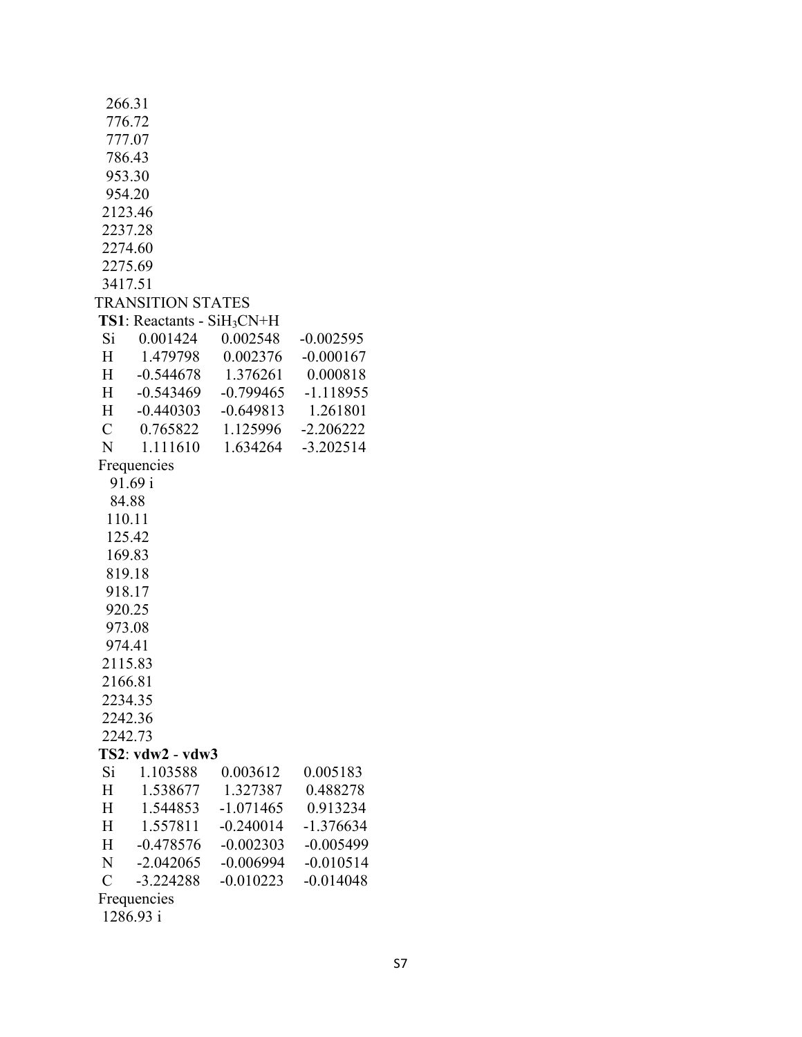266.31
776.72
777.07
786.43
953.30
954.20
2123.46
2237.28
2274.60
2275.69
3417.51

TRANSITION STATES

**TS1**: Reactants - $SiH_3CN$+H

| | | | |
|---|---|---|---|
| Si | 0.001424 | 0.002548 | -0.002595 |
| H | 1.479798 | 0.002376 | -0.000167 |
| H | -0.544678 | 1.376261 | 0.000818 |
| H | -0.543469 | -0.799465 | -1.118955 |
| H | -0.440303 | -0.649813 | 1.261801 |
| C | 0.765822 | 1.125996 | -2.206222 |
| N | 1.111610 | 1.634264 | -3.202514 |

Frequencies

91.69 i
84.88
110.11
125.42
169.83
819.18
918.17
920.25
973.08
974.41
2115.83
2166.81
2234.35
2242.36
2242.73

**TS2**: **vdw2** - **vdw3**

| | | | |
|---|---|---|---|
| Si | 1.103588 | 0.003612 | 0.005183 |
| H | 1.538677 | 1.327387 | 0.488278 |
| H | 1.544853 | -1.071465 | 0.913234 |
| H | 1.557811 | -0.240014 | -1.376634 |
| H | -0.478576 | -0.002303 | -0.005499 |
| N | -2.042065 | -0.006994 | -0.010514 |
| C | -3.224288 | -0.010223 | -0.014048 |

Frequencies

1286.93 i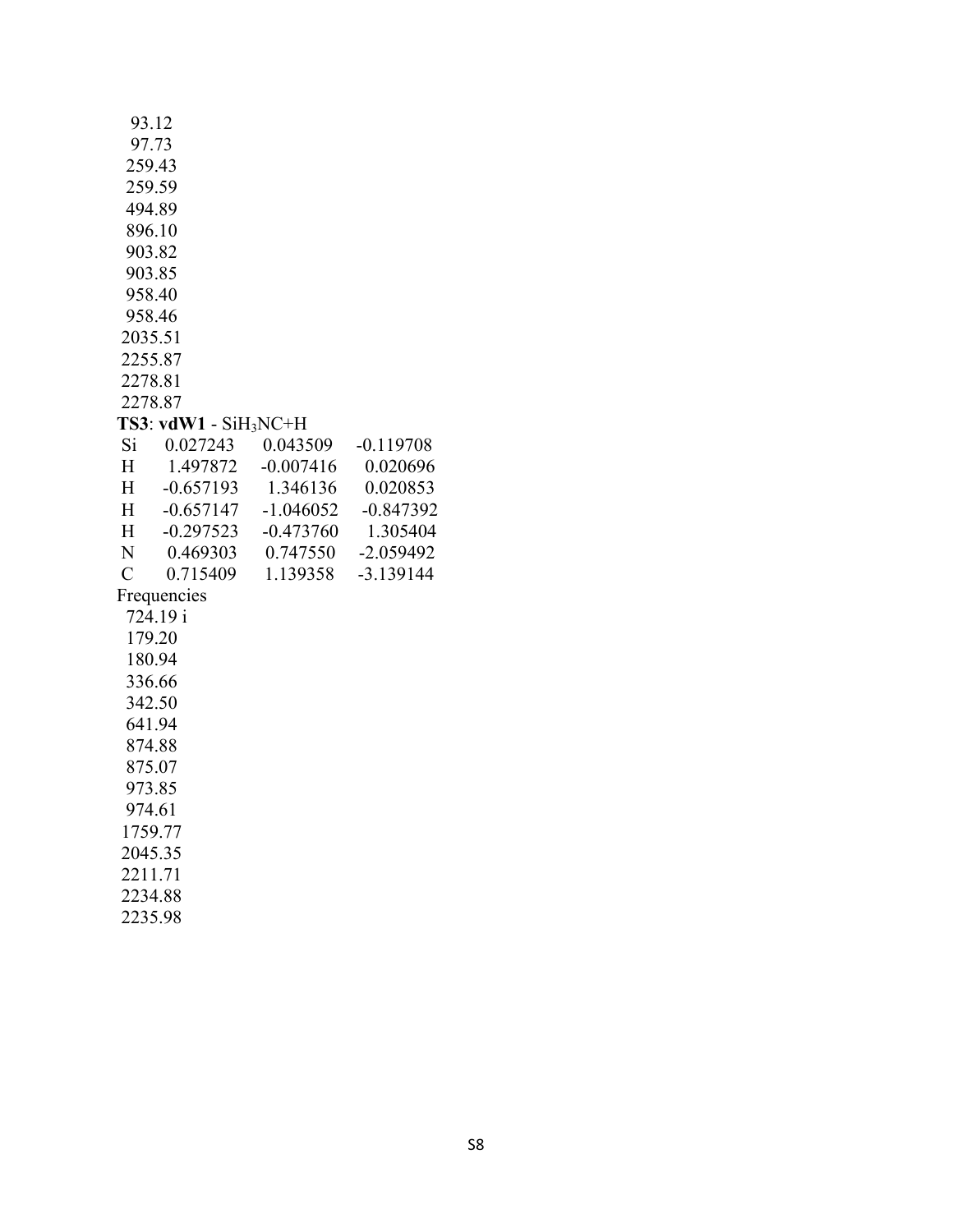93.12
97.73
259.43
259.59
494.89
896.10
903.82
903.85
958.40
958.46
2035.51
2255.87
2278.81
2278.87

**TS3**: **vdW1** - $SiH_3NC$+H

| Si | 0.027243 | 0.043509 | -0.119708 |
|---|---|---|---|
| H | 1.497872 | -0.007416 | 0.020696 |
| H | -0.657193 | 1.346136 | 0.020853 |
| H | -0.657147 | -1.046052 | -0.847392 |
| H | -0.297523 | -0.473760 | 1.305404 |
| N | 0.469303 | 0.747550 | -2.059492 |
| C | 0.715409 | 1.139358 | -3.139144 |

Frequencies
724.19 i
179.20
180.94
336.66
342.50
641.94
874.88
875.07
973.85
974.61
1759.77
2045.35
2211.71
2234.88
2235.98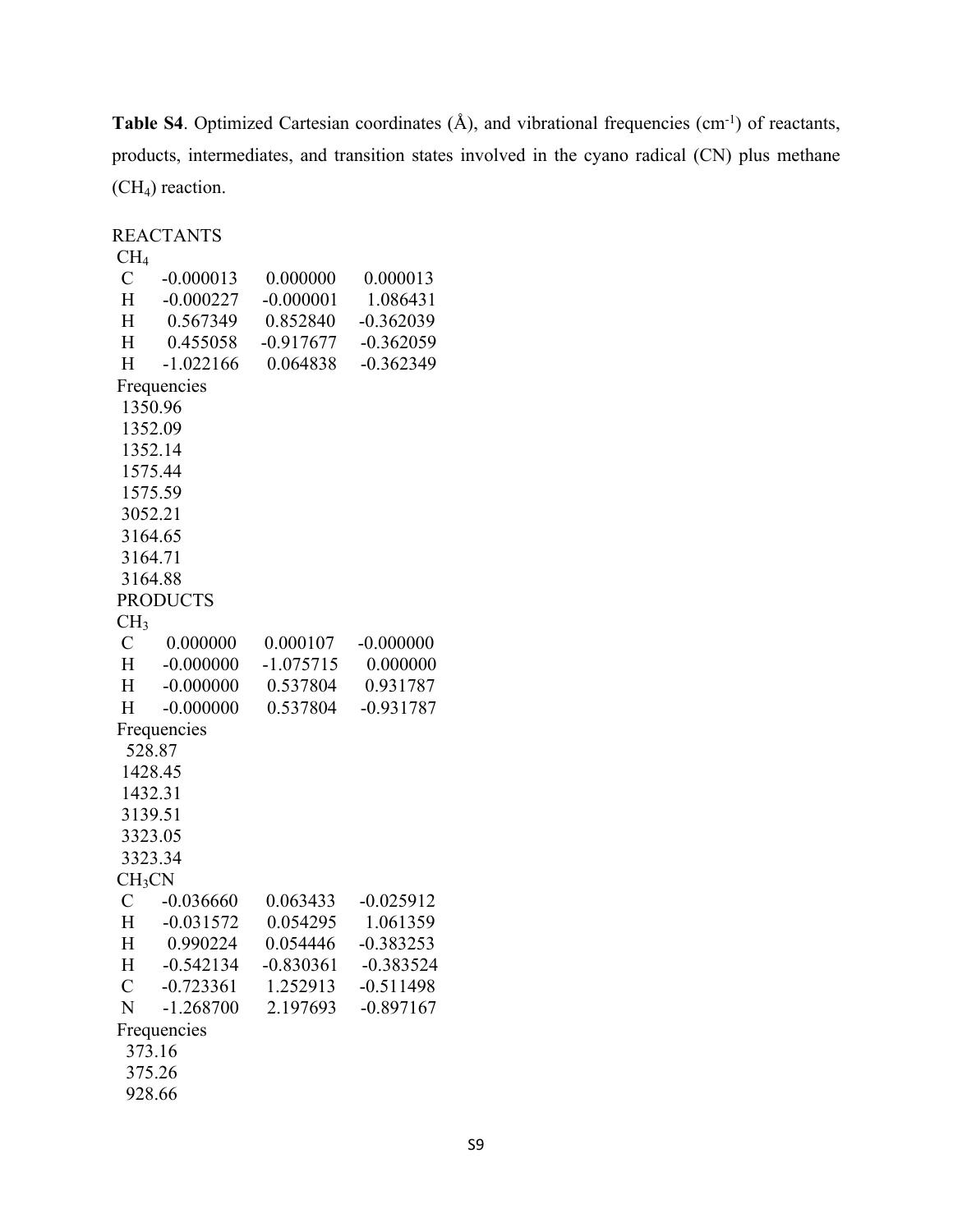**Table S4**. Optimized Cartesian coordinates (Å), and vibrational frequencies ($cm^{-1}$) of reactants, products, intermediates, and transition states involved in the cyano radical (CN) plus methane ($CH_4$) reaction.

REACTANTS

$CH_4$

| | | | |
|---|---|---|---|
| C | -0.000013 | 0.000000 | 0.000013 |
| H | -0.000227 | -0.000001 | 1.086431 |
| H | 0.567349 | 0.852840 | -0.362039 |
| H | 0.455058 | -0.917677 | -0.362059 |
| H | -1.022166 | 0.064838 | -0.362349 |

Frequencies

1350.96
1352.09
1352.14
1575.44
1575.59
3052.21
3164.65
3164.71
3164.88

PRODUCTS

$CH_3$

| | | | |
|---|---|---|---|
| C | 0.000000 | 0.000107 | -0.000000 |
| H | -0.000000 | -1.075715 | 0.000000 |
| H | -0.000000 | 0.537804 | 0.931787 |
| H | -0.000000 | 0.537804 | -0.931787 |

Frequencies

528.87
1428.45
1432.31
3139.51
3323.05
3323.34

$CH_3CN$

| | | | |
|---|---|---|---|
| C | -0.036660 | 0.063433 | -0.025912 |
| H | -0.031572 | 0.054295 | 1.061359 |
| H | 0.990224 | 0.054446 | -0.383253 |
| H | -0.542134 | -0.830361 | -0.383524 |
| C | -0.723361 | 1.252913 | -0.511498 |
| N | -1.268700 | 2.197693 | -0.897167 |

Frequencies

373.16
375.26
928.66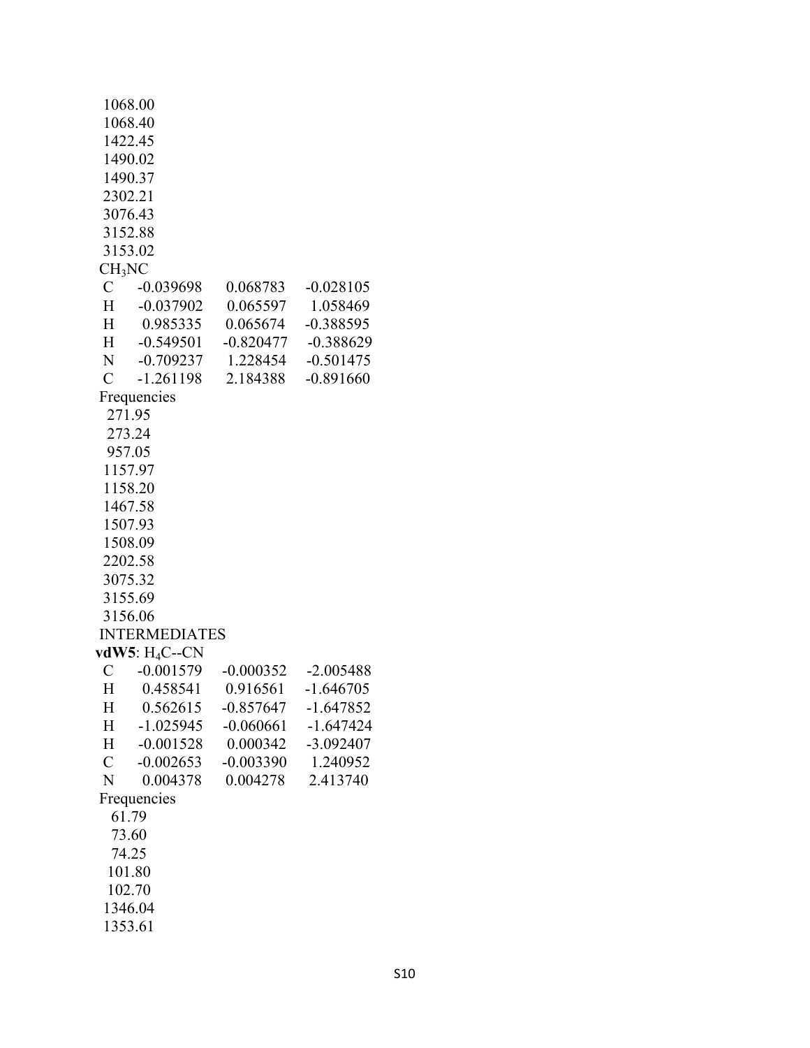1068.00
1068.40
1422.45
1490.02
1490.37
2302.21
3076.43
3152.88
3153.02

$CH_3NC$

| | | | |
|---|---|---|---|
| C | -0.039698 | 0.068783 | -0.028105 |
| H | -0.037902 | 0.065597 | 1.058469 |
| H | 0.985335 | 0.065674 | -0.388595 |
| H | -0.549501 | -0.820477 | -0.388629 |
| N | -0.709237 | 1.228454 | -0.501475 |
| C | -1.261198 | 2.184388 | -0.891660 |

Frequencies
271.95
273.24
957.05
1157.97
1158.20
1467.58
1507.93
1508.09
2202.58
3075.32
3155.69
3156.06

INTERMEDIATES

**vdW5**: $H_4C$--CN

| | | | |
|---|---|---|---|
| C | -0.001579 | -0.000352 | -2.005488 |
| H | 0.458541 | 0.916561 | -1.646705 |
| H | 0.562615 | -0.857647 | -1.647852 |
| H | -1.025945 | -0.060661 | -1.647424 |
| H | -0.001528 | 0.000342 | -3.092407 |
| C | -0.002653 | -0.003390 | 1.240952 |
| N | 0.004378 | 0.004278 | 2.413740 |

Frequencies
61.79
73.60
74.25
101.80
102.70
1346.04
1353.61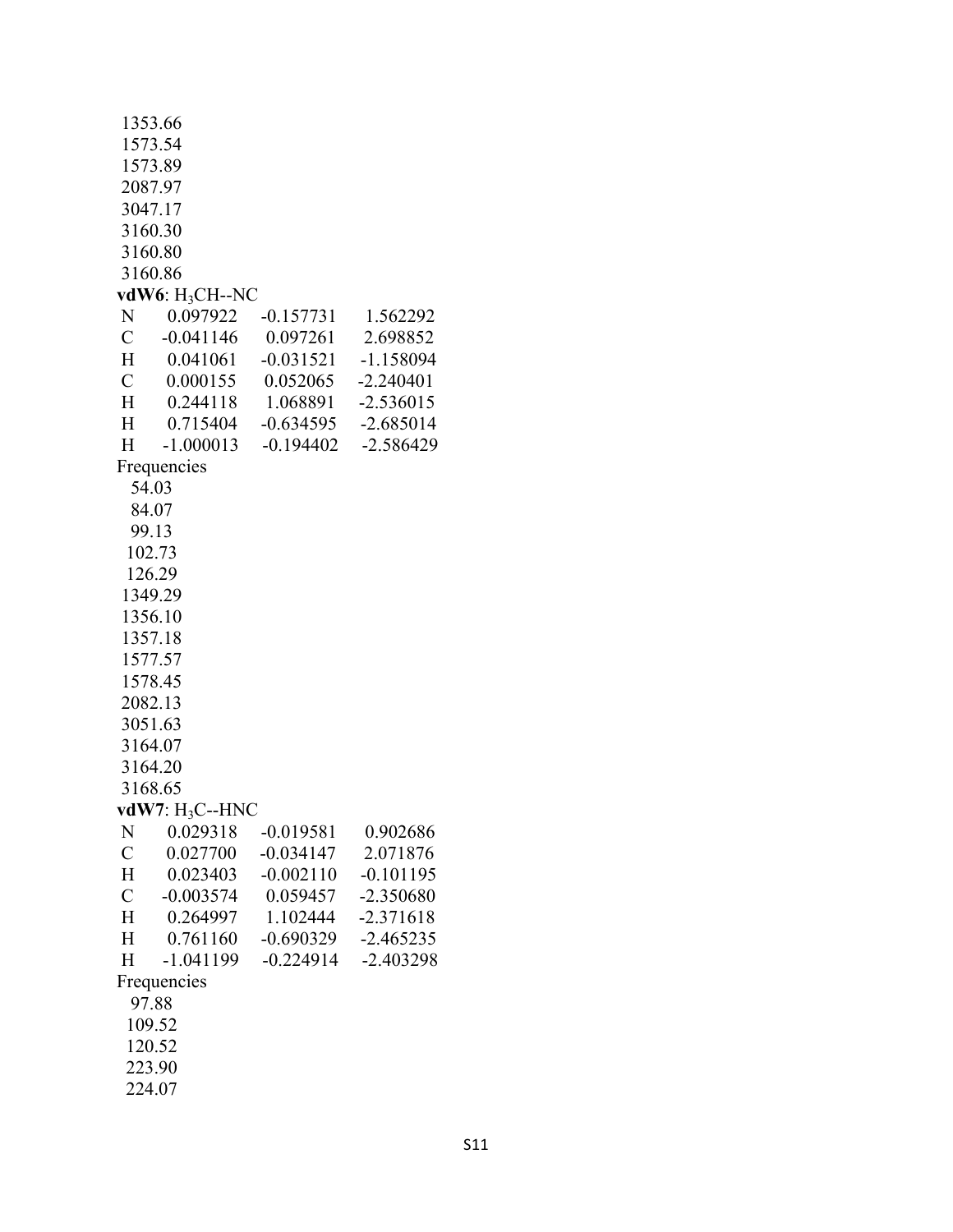1353.66
1573.54
1573.89
2087.97
3047.17
3160.30
3160.80
3160.86

**vdW6**: $H_3CH$--NC

| | | | |
|---|---|---|---|
| N | 0.097922 | -0.157731 | 1.562292 |
| C | -0.041146 | 0.097261 | 2.698852 |
| H | 0.041061 | -0.031521 | -1.158094 |
| C | 0.000155 | 0.052065 | -2.240401 |
| H | 0.244118 | 1.068891 | -2.536015 |
| H | 0.715404 | -0.634595 | -2.685014 |
| H | -1.000013 | -0.194402 | -2.586429 |

Frequencies
54.03
84.07
99.13
102.73
126.29
1349.29
1356.10
1357.18
1577.57
1578.45
2082.13
3051.63
3164.07
3164.20
3168.65

**vdW7**: $H_3C$--HNC

| | | | |
|---|---|---|---|
| N | 0.029318 | -0.019581 | 0.902686 |
| C | 0.027700 | -0.034147 | 2.071876 |
| H | 0.023403 | -0.002110 | -0.101195 |
| C | -0.003574 | 0.059457 | -2.350680 |
| H | 0.264997 | 1.102444 | -2.371618 |
| H | 0.761160 | -0.690329 | -2.465235 |
| H | -1.041199 | -0.224914 | -2.403298 |

Frequencies
97.88
109.52
120.52
223.90
224.07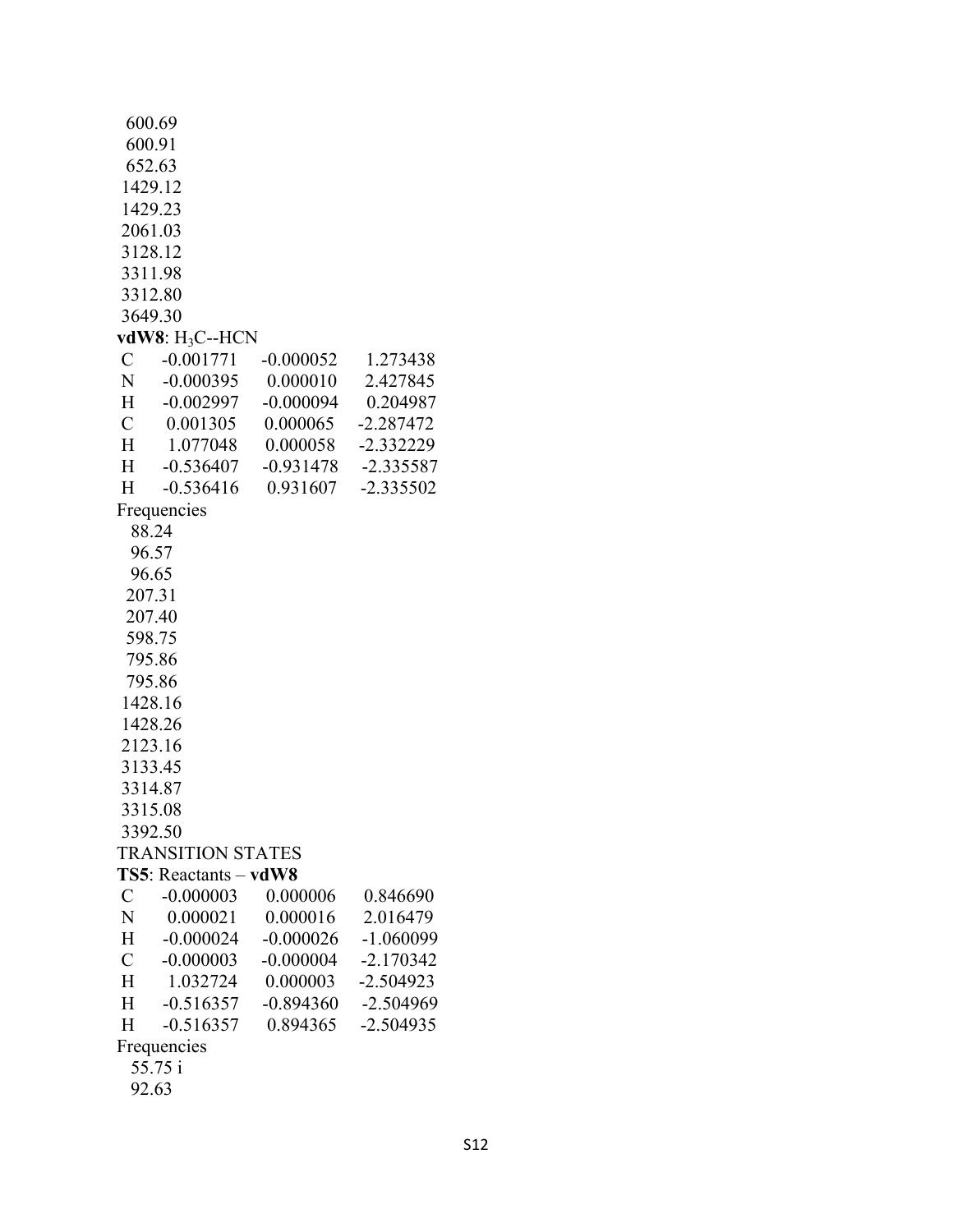600.69
600.91
652.63
1429.12
1429.23
2061.03
3128.12
3311.98
3312.80
3649.30

**vdW8**: $H_3C$--HCN

| | | | |
|---|---|---|---|
| C | -0.001771 | -0.000052 | 1.273438 |
| N | -0.000395 | 0.000010 | 2.427845 |
| H | -0.002997 | -0.000094 | 0.204987 |
| C | 0.001305 | 0.000065 | -2.287472 |
| H | 1.077048 | 0.000058 | -2.332229 |
| H | -0.536407 | -0.931478 | -2.335587 |
| H | -0.536416 | 0.931607 | -2.335502 |

Frequencies
88.24
96.57
96.65
207.31
207.40
598.75
795.86
795.86
1428.16
1428.26
2123.16
3133.45
3314.87
3315.08
3392.50

TRANSITION STATES

**TS5**: Reactants – **vdW8**

| | | | |
|---|---|---|---|
| C | -0.000003 | 0.000006 | 0.846690 |
| N | 0.000021 | 0.000016 | 2.016479 |
| H | -0.000024 | -0.000026 | -1.060099 |
| C | -0.000003 | -0.000004 | -2.170342 |
| H | 1.032724 | 0.000003 | -2.504923 |
| H | -0.516357 | -0.894360 | -2.504969 |
| H | -0.516357 | 0.894365 | -2.504935 |

Frequencies
55.75 i
92.63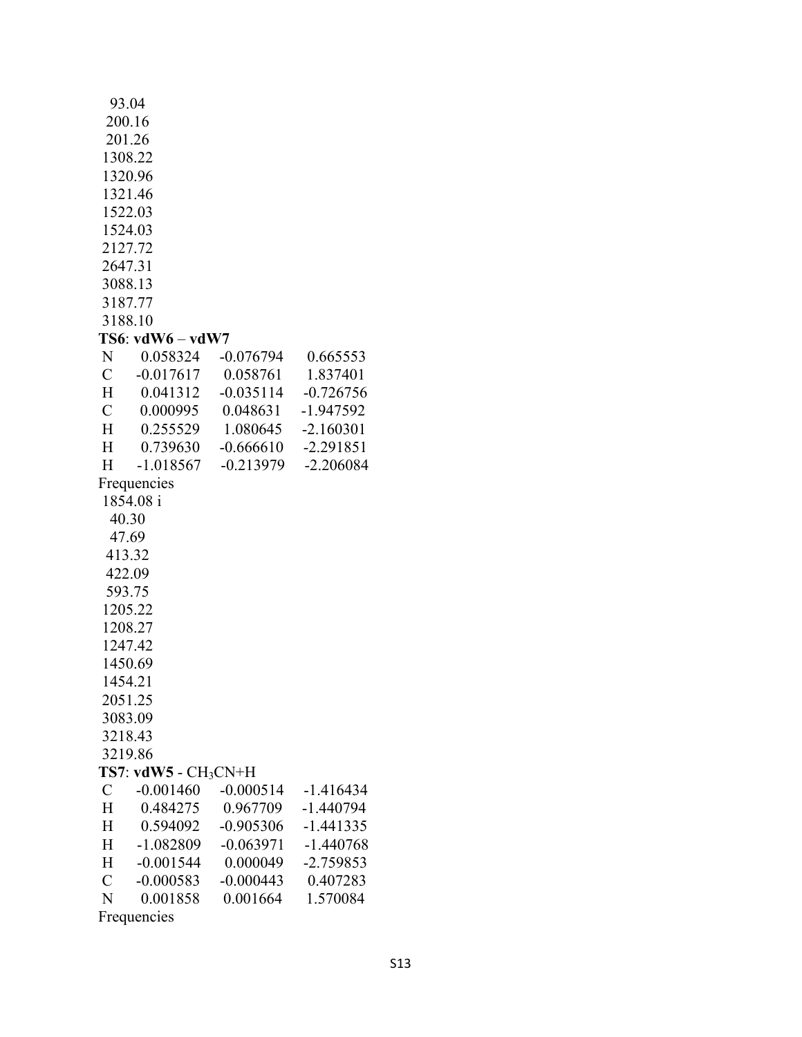93.04
200.16
201.26
1308.22
1320.96
1321.46
1522.03
1524.03
2127.72
2647.31
3088.13
3187.77
3188.10

**TS6**: **vdW6** – **vdW7**

| | | | |
|---|---|---|---|
| N | 0.058324 | -0.076794 | 0.665553 |
| C | -0.017617 | 0.058761 | 1.837401 |
| H | 0.041312 | -0.035114 | -0.726756 |
| C | 0.000995 | 0.048631 | -1.947592 |
| H | 0.255529 | 1.080645 | -2.160301 |
| H | 0.739630 | -0.666610 | -2.291851 |
| H | -1.018567 | -0.213979 | -2.206084 |

Frequencies
1854.08 i
40.30
47.69
413.32
422.09
593.75
1205.22
1208.27
1247.42
1450.69
1454.21
2051.25
3083.09
3218.43
3219.86

**TS7**: **vdW5** - $CH_3CN$+H

| | | | |
|---|---|---|---|
| C | -0.001460 | -0.000514 | -1.416434 |
| H | 0.484275 | 0.967709 | -1.440794 |
| H | 0.594092 | -0.905306 | -1.441335 |
| H | -1.082809 | -0.063971 | -1.440768 |
| H | -0.001544 | 0.000049 | -2.759853 |
| C | -0.000583 | -0.000443 | 0.407283 |
| N | 0.001858 | 0.001664 | 1.570084 |

Frequencies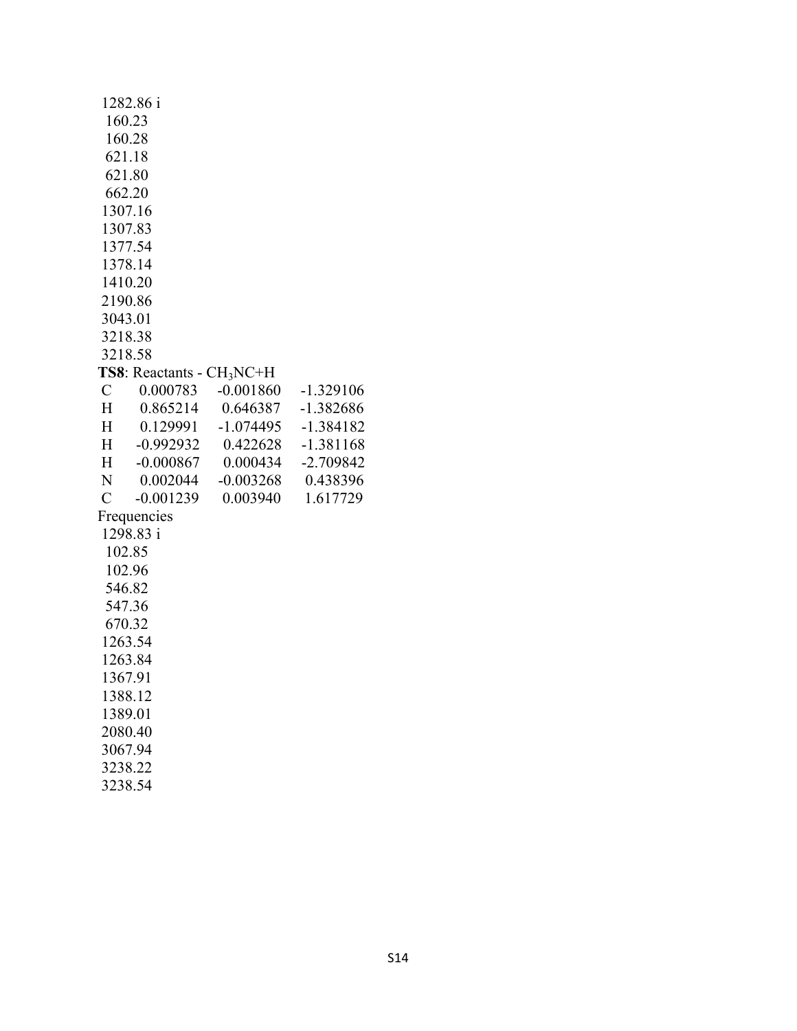1282.86 i
160.23
160.28
621.18
621.80
662.20
1307.16
1307.83
1377.54
1378.14
1410.20
2190.86
3043.01
3218.38
3218.58

**TS8**: Reactants - $CH_3NC$+H

| | | | |
|---|---|---|---|
| C | 0.000783 | -0.001860 | -1.329106 |
| H | 0.865214 | 0.646387 | -1.382686 |
| H | 0.129991 | -1.074495 | -1.384182 |
| H | -0.992932 | 0.422628 | -1.381168 |
| H | -0.000867 | 0.000434 | -2.709842 |
| N | 0.002044 | -0.003268 | 0.438396 |
| C | -0.001239 | 0.003940 | 1.617729 |

Frequencies
1298.83 i
102.85
102.96
546.82
547.36
670.32
1263.54
1263.84
1367.91
1388.12
1389.01
2080.40
3067.94
3238.22
3238.54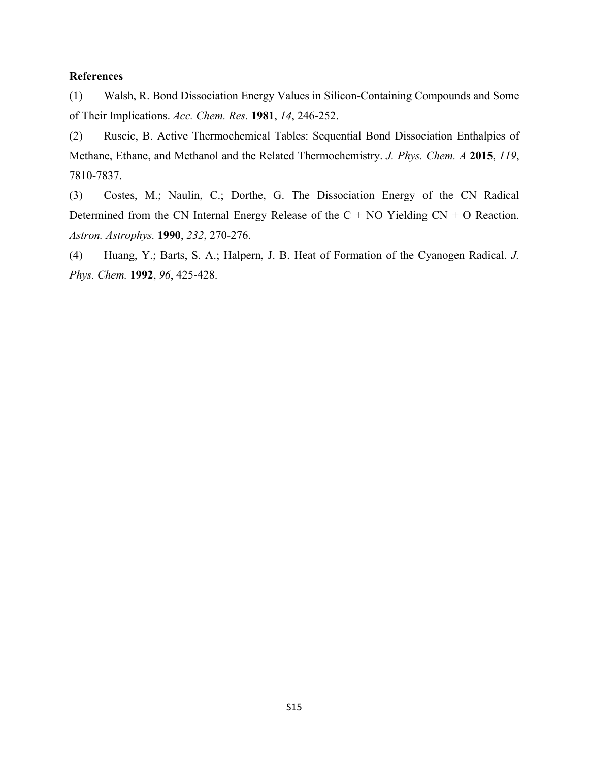**References**

(1) Walsh, R. Bond Dissociation Energy Values in Silicon-Containing Compounds and Some of Their Implications. *Acc. Chem. Res.* **1981**, *14*, 246-252.

(2) Ruscic, B. Active Thermochemical Tables: Sequential Bond Dissociation Enthalpies of Methane, Ethane, and Methanol and the Related Thermochemistry. *J. Phys. Chem. A* **2015**, *119*, 7810-7837.

(3) Costes, M.; Naulin, C.; Dorthe, G. The Dissociation Energy of the CN Radical Determined from the CN Internal Energy Release of the C + NO Yielding CN + O Reaction. *Astron. Astrophys.* **1990**, *232*, 270-276.

(4) Huang, Y.; Barts, S. A.; Halpern, J. B. Heat of Formation of the Cyanogen Radical. *J. Phys. Chem.* **1992**, *96*, 425-428.